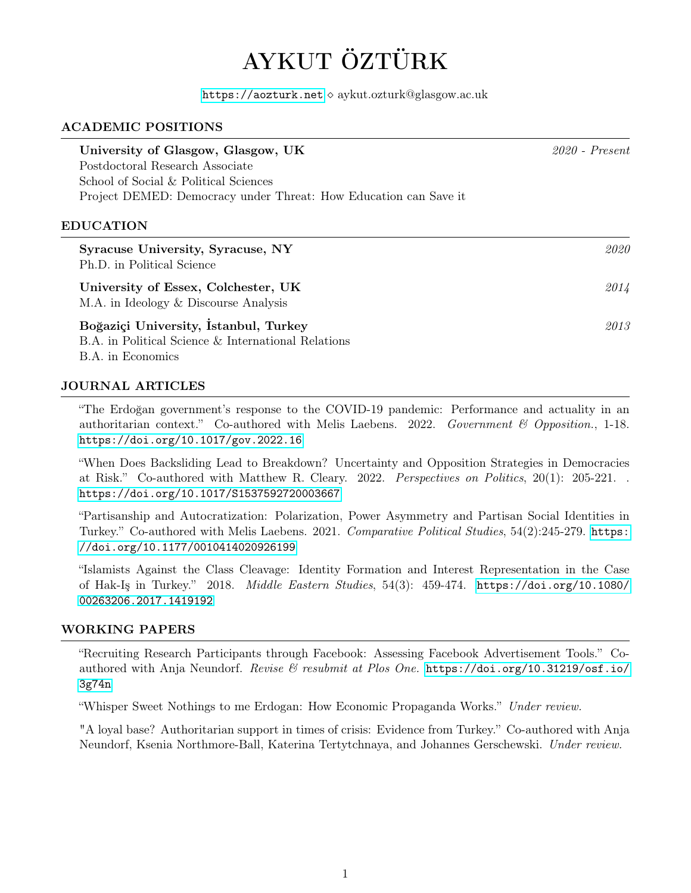# AYKUT ÖZTÜRK

https://aozturk.net ⋄ aykut.ozturk@glasgow.ac.uk

## ACADEMIC POSITIONS

**University of Glasgow, Glasgow, UK** *2020 - Present*
Postdoctoral Research Associate
School of Social & Political Sciences
Project DEMED: Democracy under Threat: How Education can Save it

## EDUCATION

**Syracuse University, Syracuse, NY** *2020*
Ph.D. in Political Science

**University of Essex, Colchester, UK** *2014*
M.A. in Ideology & Discourse Analysis

**Boğaziçi University, İstanbul, Turkey** *2013*
B.A. in Political Science & International Relations
B.A. in Economics

## JOURNAL ARTICLES

"The Erdoğan government's response to the COVID-19 pandemic: Performance and actuality in an authoritarian context." Co-authored with Melis Laebens. 2022. *Government & Opposition.*, 1-18. https://doi.org/10.1017/gov.2022.16

"When Does Backsliding Lead to Breakdown? Uncertainty and Opposition Strategies in Democracies at Risk." Co-authored with Matthew R. Cleary. 2022. *Perspectives on Politics*, 20(1): 205-221. . https://doi.org/10.1017/S1537592720003667

"Partisanship and Autocratization: Polarization, Power Asymmetry and Partisan Social Identities in Turkey." Co-authored with Melis Laebens. 2021. *Comparative Political Studies*, 54(2):245-279. https://doi.org/10.1177/0010414020926199

"Islamists Against the Class Cleavage: Identity Formation and Interest Representation in the Case of Hak-Iş in Turkey." 2018. *Middle Eastern Studies*, 54(3): 459-474. https://doi.org/10.1080/00263206.2017.1419192

## WORKING PAPERS

"Recruiting Research Participants through Facebook: Assessing Facebook Advertisement Tools." Co-authored with Anja Neundorf. *Revise & resubmit at Plos One.* https://doi.org/10.31219/osf.io/3g74n

"Whisper Sweet Nothings to me Erdogan: How Economic Propaganda Works." *Under review.*

"A loyal base? Authoritarian support in times of crisis: Evidence from Turkey." Co-authored with Anja Neundorf, Ksenia Northmore-Ball, Katerina Tertytchnaya, and Johannes Gerschewski. *Under review.*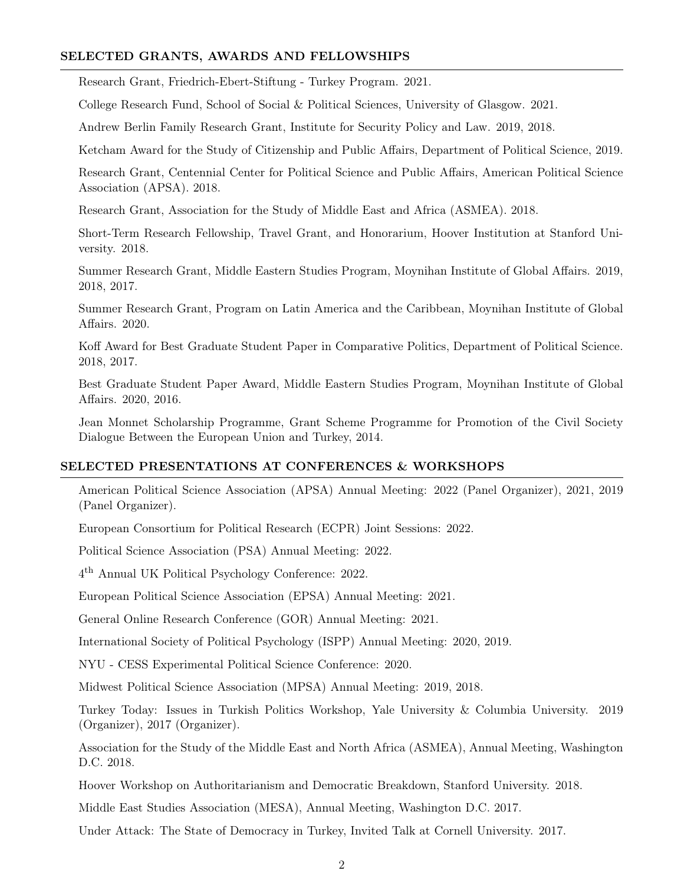## SELECTED GRANTS, AWARDS AND FELLOWSHIPS

Research Grant, Friedrich-Ebert-Stiftung - Turkey Program. 2021.

College Research Fund, School of Social & Political Sciences, University of Glasgow. 2021.

Andrew Berlin Family Research Grant, Institute for Security Policy and Law. 2019, 2018.

Ketcham Award for the Study of Citizenship and Public Affairs, Department of Political Science, 2019.

Research Grant, Centennial Center for Political Science and Public Affairs, American Political Science Association (APSA). 2018.

Research Grant, Association for the Study of Middle East and Africa (ASMEA). 2018.

Short-Term Research Fellowship, Travel Grant, and Honorarium, Hoover Institution at Stanford University. 2018.

Summer Research Grant, Middle Eastern Studies Program, Moynihan Institute of Global Affairs. 2019, 2018, 2017.

Summer Research Grant, Program on Latin America and the Caribbean, Moynihan Institute of Global Affairs. 2020.

Koff Award for Best Graduate Student Paper in Comparative Politics, Department of Political Science. 2018, 2017.

Best Graduate Student Paper Award, Middle Eastern Studies Program, Moynihan Institute of Global Affairs. 2020, 2016.

Jean Monnet Scholarship Programme, Grant Scheme Programme for Promotion of the Civil Society Dialogue Between the European Union and Turkey, 2014.

## SELECTED PRESENTATIONS AT CONFERENCES & WORKSHOPS

American Political Science Association (APSA) Annual Meeting: 2022 (Panel Organizer), 2021, 2019 (Panel Organizer).

European Consortium for Political Research (ECPR) Joint Sessions: 2022.

Political Science Association (PSA) Annual Meeting: 2022.

4th Annual UK Political Psychology Conference: 2022.

European Political Science Association (EPSA) Annual Meeting: 2021.

General Online Research Conference (GOR) Annual Meeting: 2021.

International Society of Political Psychology (ISPP) Annual Meeting: 2020, 2019.

NYU - CESS Experimental Political Science Conference: 2020.

Midwest Political Science Association (MPSA) Annual Meeting: 2019, 2018.

Turkey Today: Issues in Turkish Politics Workshop, Yale University & Columbia University. 2019 (Organizer), 2017 (Organizer).

Association for the Study of the Middle East and North Africa (ASMEA), Annual Meeting, Washington D.C. 2018.

Hoover Workshop on Authoritarianism and Democratic Breakdown, Stanford University. 2018.

Middle East Studies Association (MESA), Annual Meeting, Washington D.C. 2017.

Under Attack: The State of Democracy in Turkey, Invited Talk at Cornell University. 2017.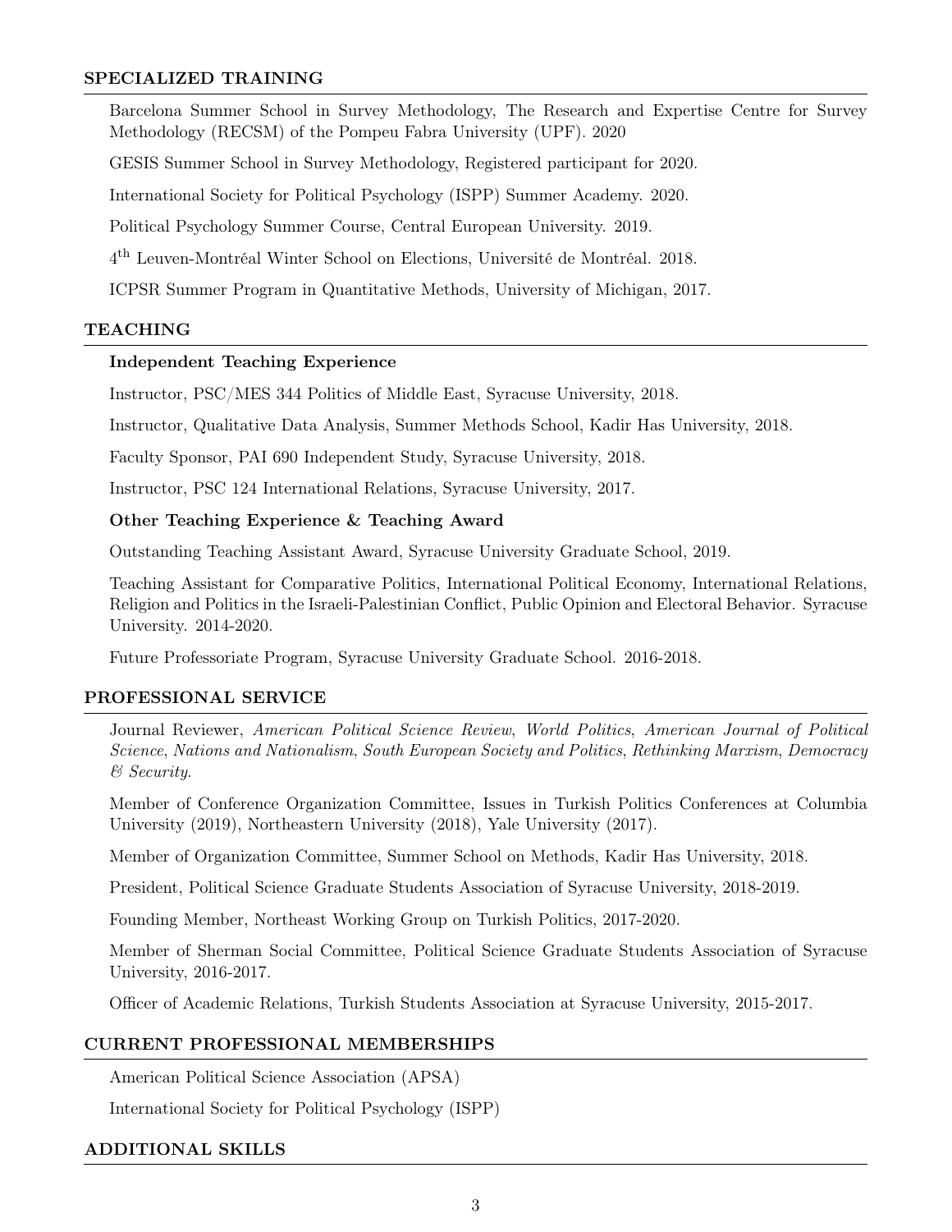## SPECIALIZED TRAINING

Barcelona Summer School in Survey Methodology, The Research and Expertise Centre for Survey Methodology (RECSM) of the Pompeu Fabra University (UPF). 2020

GESIS Summer School in Survey Methodology, Registered participant for 2020.

International Society for Political Psychology (ISPP) Summer Academy. 2020.

Political Psychology Summer Course, Central European University. 2019.

4$^{\text{th}}$ Leuven-Montréal Winter School on Elections, Université de Montréal. 2018.

ICPSR Summer Program in Quantitative Methods, University of Michigan, 2017.

## TEACHING

### Independent Teaching Experience

Instructor, PSC/MES 344 Politics of Middle East, Syracuse University, 2018.

Instructor, Qualitative Data Analysis, Summer Methods School, Kadir Has University, 2018.

Faculty Sponsor, PAI 690 Independent Study, Syracuse University, 2018.

Instructor, PSC 124 International Relations, Syracuse University, 2017.

### Other Teaching Experience & Teaching Award

Outstanding Teaching Assistant Award, Syracuse University Graduate School, 2019.

Teaching Assistant for Comparative Politics, International Political Economy, International Relations, Religion and Politics in the Israeli-Palestinian Conflict, Public Opinion and Electoral Behavior. Syracuse University. 2014-2020.

Future Professoriate Program, Syracuse University Graduate School. 2016-2018.

## PROFESSIONAL SERVICE

Journal Reviewer, *American Political Science Review*, *World Politics*, *American Journal of Political Science*, *Nations and Nationalism*, *South European Society and Politics*, *Rethinking Marxism*, *Democracy & Security*.

Member of Conference Organization Committee, Issues in Turkish Politics Conferences at Columbia University (2019), Northeastern University (2018), Yale University (2017).

Member of Organization Committee, Summer School on Methods, Kadir Has University, 2018.

President, Political Science Graduate Students Association of Syracuse University, 2018-2019.

Founding Member, Northeast Working Group on Turkish Politics, 2017-2020.

Member of Sherman Social Committee, Political Science Graduate Students Association of Syracuse University, 2016-2017.

Officer of Academic Relations, Turkish Students Association at Syracuse University, 2015-2017.

## CURRENT PROFESSIONAL MEMBERSHIPS

American Political Science Association (APSA)

International Society for Political Psychology (ISPP)

## ADDITIONAL SKILLS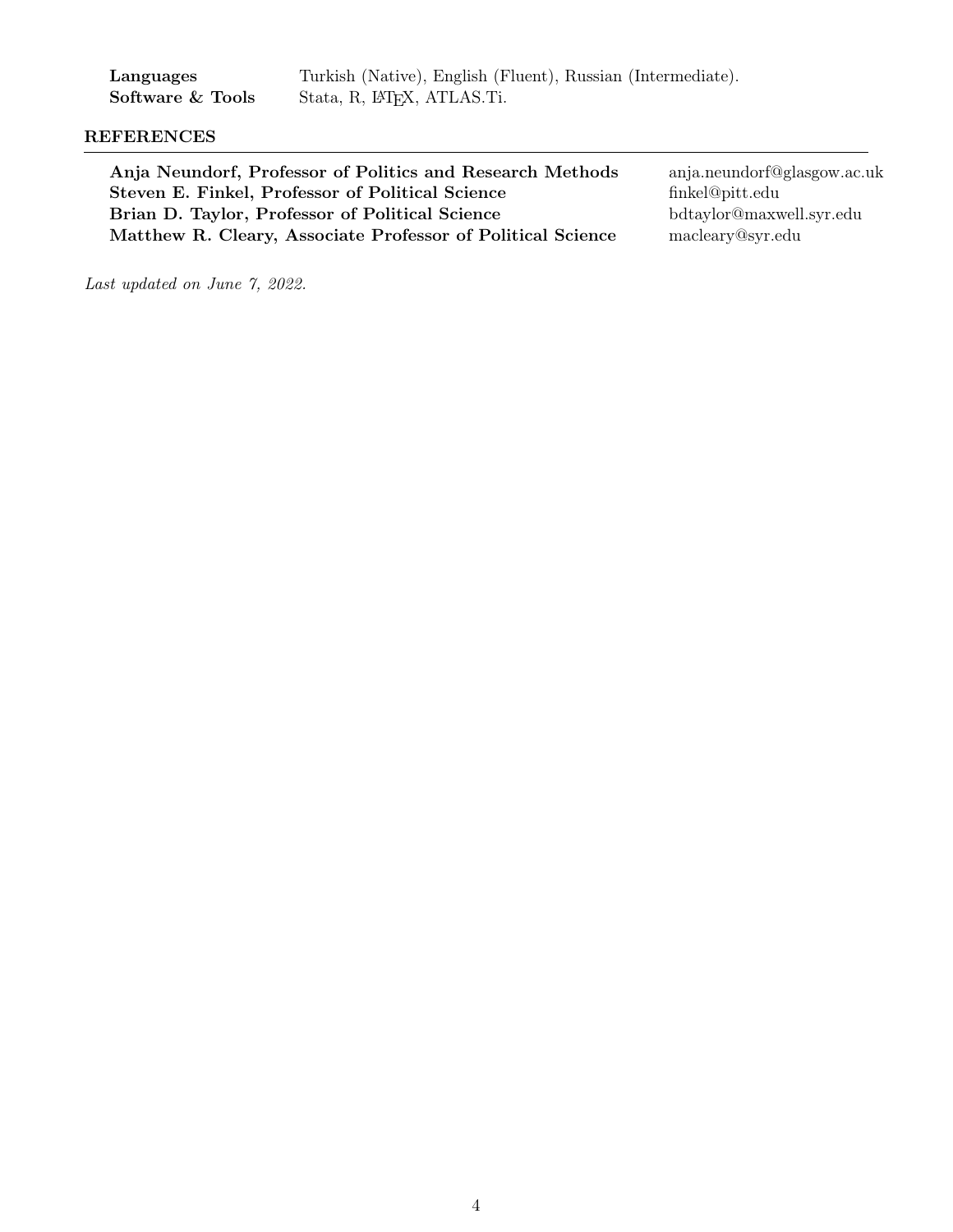| | |
|---|---|
| **Languages** | Turkish (Native), English (Fluent), Russian (Intermediate). |
| **Software & Tools** | Stata, R, LaTeX, ATLAS.Ti. |

## REFERENCES

| | |
|---|---|
| **Anja Neundorf, Professor of Politics and Research Methods** | anja.neundorf@glasgow.ac.uk |
| **Steven E. Finkel, Professor of Political Science** | finkel@pitt.edu |
| **Brian D. Taylor, Professor of Political Science** | bdtaylor@maxwell.syr.edu |
| **Matthew R. Cleary, Associate Professor of Political Science** | macleary@syr.edu |

*Last updated on June 7, 2022.*